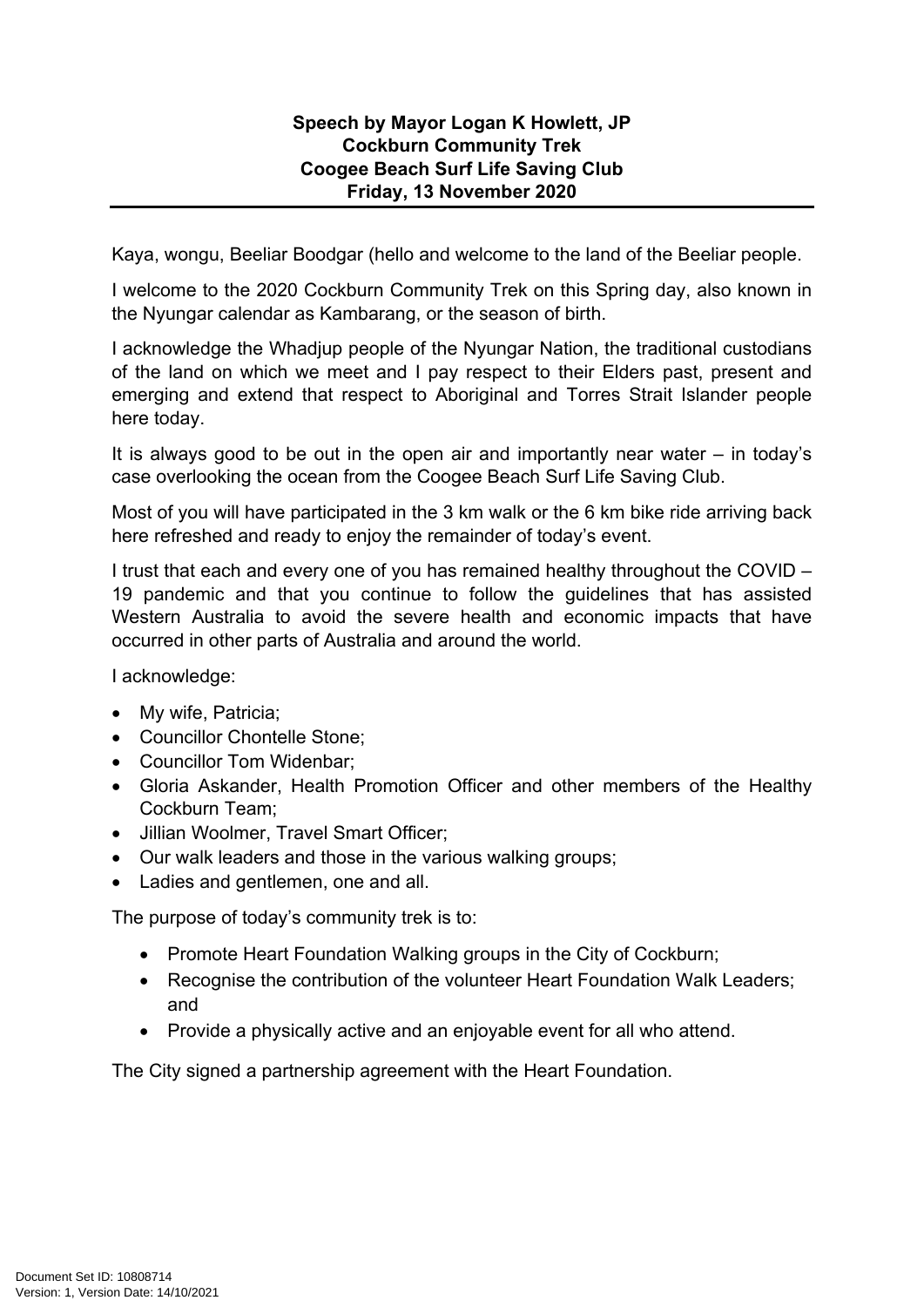**Speech by Mayor Logan K Howlett, JP**
**Cockburn Community Trek**
**Coogee Beach Surf Life Saving Club**
**Friday, 13 November 2020**

---

Kaya, wongu, Beeliar Boodgar (hello and welcome to the land of the Beeliar people.

I welcome to the 2020 Cockburn Community Trek on this Spring day, also known in the Nyungar calendar as Kambarang, or the season of birth.

I acknowledge the Whadjup people of the Nyungar Nation, the traditional custodians of the land on which we meet and I pay respect to their Elders past, present and emerging and extend that respect to Aboriginal and Torres Strait Islander people here today.

It is always good to be out in the open air and importantly near water – in today's case overlooking the ocean from the Coogee Beach Surf Life Saving Club.

Most of you will have participated in the 3 km walk or the 6 km bike ride arriving back here refreshed and ready to enjoy the remainder of today's event.

I trust that each and every one of you has remained healthy throughout the COVID – 19 pandemic and that you continue to follow the guidelines that has assisted Western Australia to avoid the severe health and economic impacts that have occurred in other parts of Australia and around the world.

I acknowledge:

- My wife, Patricia;
- Councillor Chontelle Stone;
- Councillor Tom Widenbar;
- Gloria Askander, Health Promotion Officer and other members of the Healthy Cockburn Team;
- Jillian Woolmer, Travel Smart Officer;
- Our walk leaders and those in the various walking groups;
- Ladies and gentlemen, one and all.

The purpose of today's community trek is to:

- Promote Heart Foundation Walking groups in the City of Cockburn;
- Recognise the contribution of the volunteer Heart Foundation Walk Leaders; and
- Provide a physically active and an enjoyable event for all who attend.

The City signed a partnership agreement with the Heart Foundation.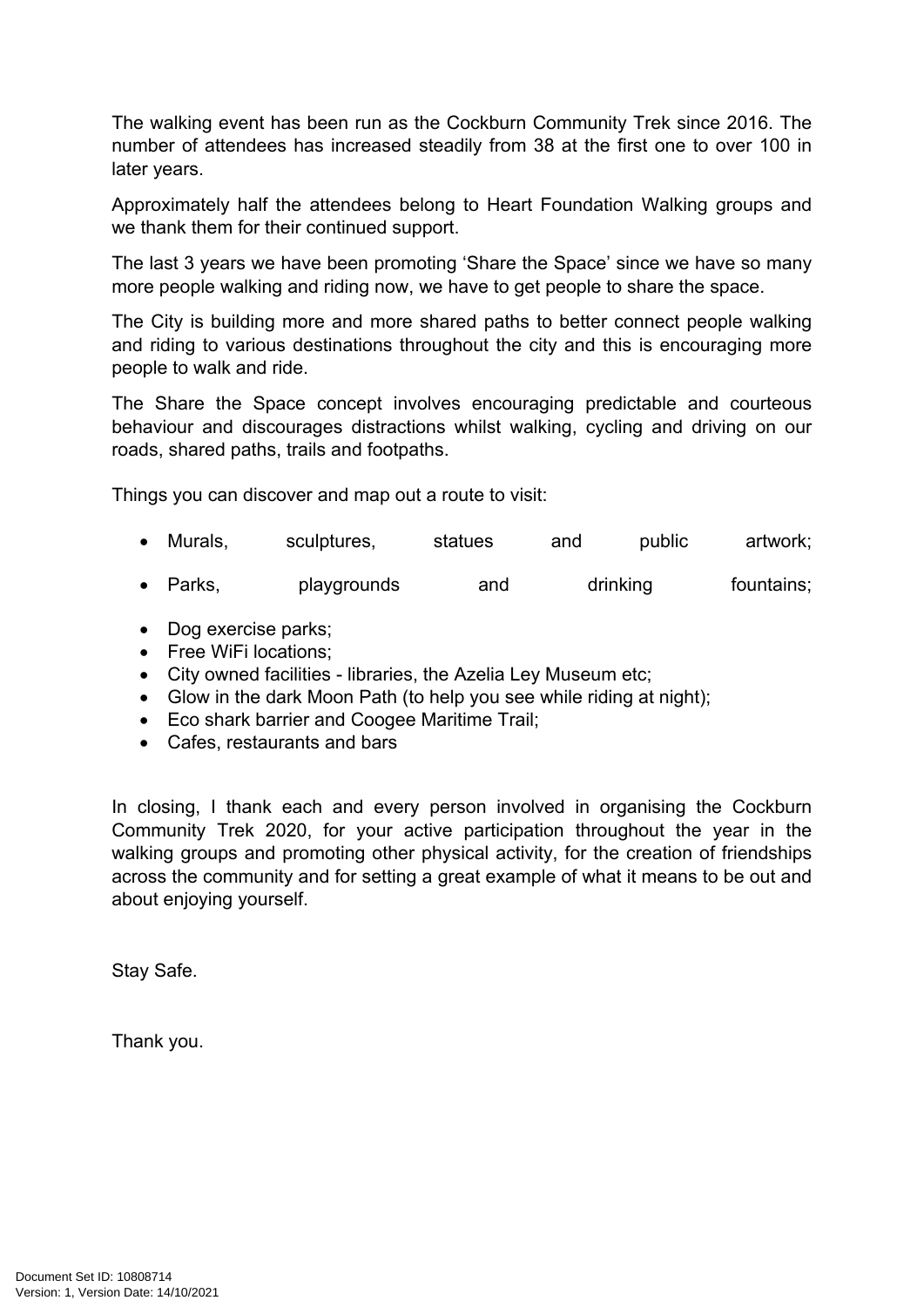The walking event has been run as the Cockburn Community Trek since 2016. The number of attendees has increased steadily from 38 at the first one to over 100 in later years.

Approximately half the attendees belong to Heart Foundation Walking groups and we thank them for their continued support.

The last 3 years we have been promoting 'Share the Space' since we have so many more people walking and riding now, we have to get people to share the space.

The City is building more and more shared paths to better connect people walking and riding to various destinations throughout the city and this is encouraging more people to walk and ride.

The Share the Space concept involves encouraging predictable and courteous behaviour and discourages distractions whilst walking, cycling and driving on our roads, shared paths, trails and footpaths.

Things you can discover and map out a route to visit:

- Murals, sculptures, statues and public artwork;
- Parks, playgrounds and drinking fountains;
- Dog exercise parks;
- Free WiFi locations;
- City owned facilities - libraries, the Azelia Ley Museum etc;
- Glow in the dark Moon Path (to help you see while riding at night);
- Eco shark barrier and Coogee Maritime Trail;
- Cafes, restaurants and bars

In closing, I thank each and every person involved in organising the Cockburn Community Trek 2020, for your active participation throughout the year in the walking groups and promoting other physical activity, for the creation of friendships across the community and for setting a great example of what it means to be out and about enjoying yourself.

Stay Safe.

Thank you.